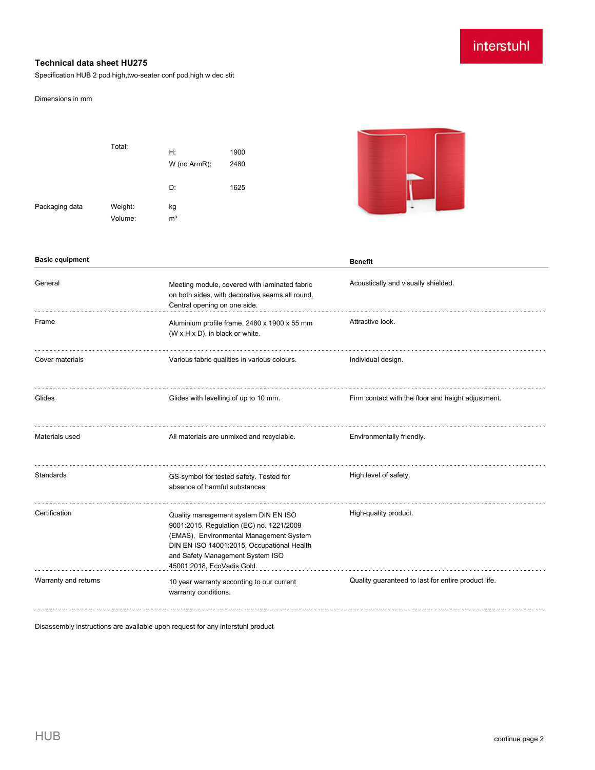interstuhl

# Technical data sheet HU275

Specification HUB 2 pod high,two-seater conf pod,high w dec stit

Dimensions in mm

| | | | |
|---|---|---|---|
| | Total: | H: | 1900 |
| | | W (no ArmR): | 2480 |
| | | D: | 1625 |
| Packaging data | Weight: | kg | |
| | Volume: | m³ | |

| Basic equipment | | Benefit |
|---|---|---|
| General | Meeting module, covered with laminated fabric on both sides, with decorative seams all round. Central opening on one side. | Acoustically and visually shielded. |
| Frame | Aluminium profile frame, 2480 x 1900 x 55 mm (W x H x D), in black or white. | Attractive look. |
| Cover materials | Various fabric qualities in various colours. | Individual design. |
| Glides | Glides with levelling of up to 10 mm. | Firm contact with the floor and height adjustment. |
| Materials used | All materials are unmixed and recyclable. | Environmentally friendly. |
| Standards | GS-symbol for tested safety. Tested for absence of harmful substances. | High level of safety. |
| Certification | Quality management system DIN EN ISO 9001:2015, Regulation (EC) no. 1221/2009 (EMAS), Environmental Management System DIN EN ISO 14001:2015, Occupational Health and Safety Management System ISO 45001:2018, EcoVadis Gold. | High-quality product. |
| Warranty and returns | 10 year warranty according to our current warranty conditions. | Quality guaranteed to last for entire product life. |

Disassembly instructions are available upon request for any interstuhl product

HUB

continue page 2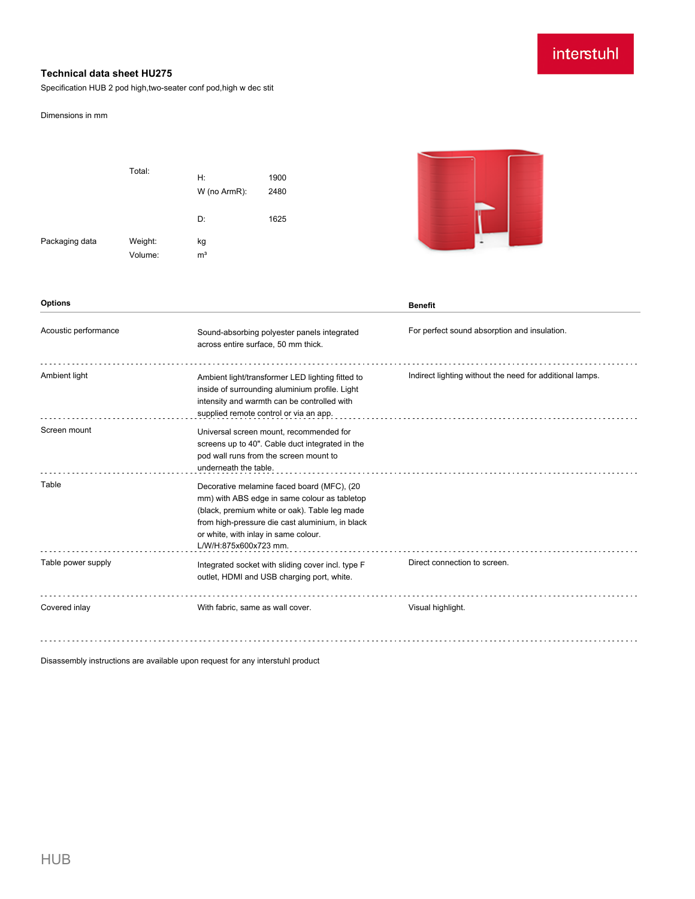# Technical data sheet HU275

Specification HUB 2 pod high,two-seater conf pod,high w dec stit

Dimensions in mm

| | | | |
|---|---|---|---|
| | Total: | H: | 1900 |
| | | W (no ArmR): | 2480 |
| | | D: | 1625 |
| Packaging data | Weight: | kg | |
| | Volume: | m³ | |

| Options | | Benefit |
|---|---|---|
| Acoustic performance | Sound-absorbing polyester panels integrated across entire surface, 50 mm thick. | For perfect sound absorption and insulation. |
| Ambient light | Ambient light/transformer LED lighting fitted to inside of surrounding aluminium profile. Light intensity and warmth can be controlled with supplied remote control or via an app. | Indirect lighting without the need for additional lamps. |
| Screen mount | Universal screen mount, recommended for screens up to 40". Cable duct integrated in the pod wall runs from the screen mount to underneath the table. | |
| Table | Decorative melamine faced board (MFC), (20 mm) with ABS edge in same colour as tabletop (black, premium white or oak). Table leg made from high-pressure die cast aluminium, in black or white, with inlay in same colour. L/W/H:875x600x723 mm. | |
| Table power supply | Integrated socket with sliding cover incl. type F outlet, HDMI and USB charging port, white. | Direct connection to screen. |
| Covered inlay | With fabric, same as wall cover. | Visual highlight. |

Disassembly instructions are available upon request for any interstuhl product